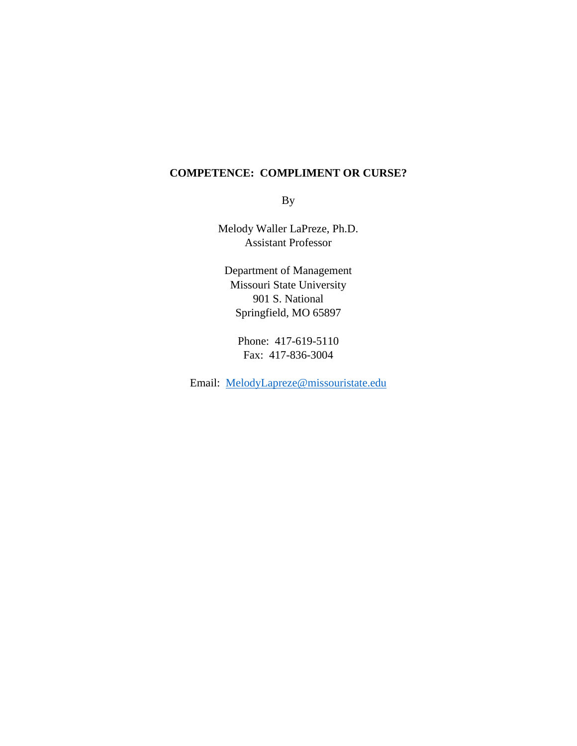# COMPETENCE: COMPLIMENT OR CURSE?

By

Melody Waller LaPreze, Ph.D.
Assistant Professor

Department of Management
Missouri State University
901 S. National
Springfield, MO 65897

Phone: 417-619-5110
Fax: 417-836-3004

Email: MelodyLapreze@missouristate.edu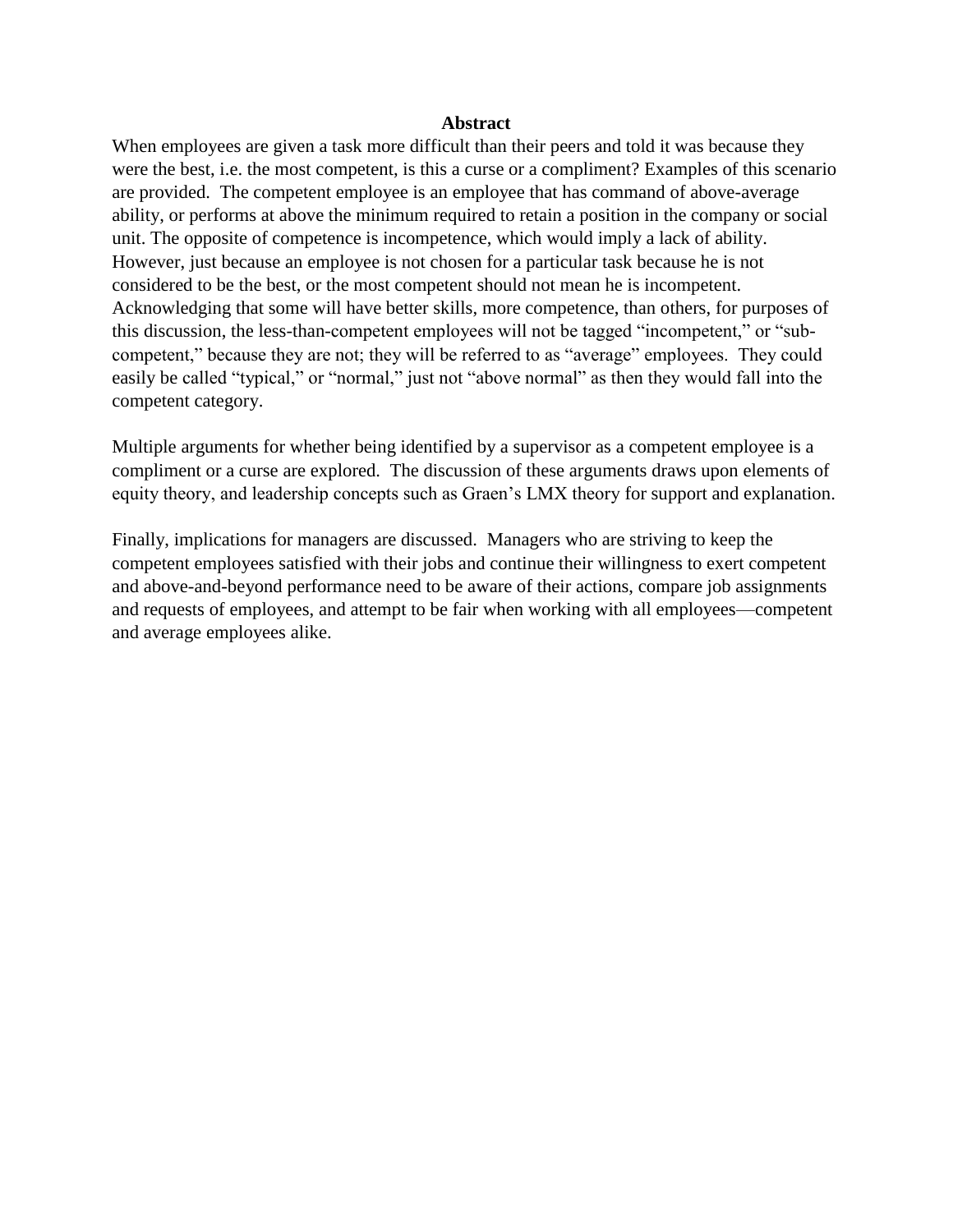## Abstract

When employees are given a task more difficult than their peers and told it was because they were the best, i.e. the most competent, is this a curse or a compliment? Examples of this scenario are provided. The competent employee is an employee that has command of above-average ability, or performs at above the minimum required to retain a position in the company or social unit. The opposite of competence is incompetence, which would imply a lack of ability. However, just because an employee is not chosen for a particular task because he is not considered to be the best, or the most competent should not mean he is incompetent. Acknowledging that some will have better skills, more competence, than others, for purposes of this discussion, the less-than-competent employees will not be tagged "incompetent," or "sub-competent," because they are not; they will be referred to as "average" employees. They could easily be called "typical," or "normal," just not "above normal" as then they would fall into the competent category.

Multiple arguments for whether being identified by a supervisor as a competent employee is a compliment or a curse are explored. The discussion of these arguments draws upon elements of equity theory, and leadership concepts such as Graen's LMX theory for support and explanation.

Finally, implications for managers are discussed. Managers who are striving to keep the competent employees satisfied with their jobs and continue their willingness to exert competent and above-and-beyond performance need to be aware of their actions, compare job assignments and requests of employees, and attempt to be fair when working with all employees—competent and average employees alike.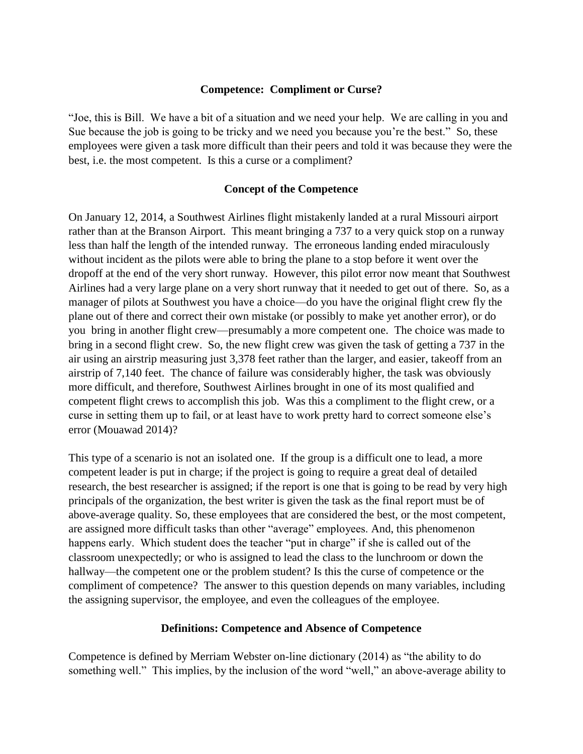## Competence: Compliment or Curse?

"Joe, this is Bill. We have a bit of a situation and we need your help. We are calling in you and Sue because the job is going to be tricky and we need you because you're the best." So, these employees were given a task more difficult than their peers and told it was because they were the best, i.e. the most competent. Is this a curse or a compliment?

## Concept of the Competence

On January 12, 2014, a Southwest Airlines flight mistakenly landed at a rural Missouri airport rather than at the Branson Airport. This meant bringing a 737 to a very quick stop on a runway less than half the length of the intended runway. The erroneous landing ended miraculously without incident as the pilots were able to bring the plane to a stop before it went over the dropoff at the end of the very short runway. However, this pilot error now meant that Southwest Airlines had a very large plane on a very short runway that it needed to get out of there. So, as a manager of pilots at Southwest you have a choice—do you have the original flight crew fly the plane out of there and correct their own mistake (or possibly to make yet another error), or do you bring in another flight crew—presumably a more competent one. The choice was made to bring in a second flight crew. So, the new flight crew was given the task of getting a 737 in the air using an airstrip measuring just 3,378 feet rather than the larger, and easier, takeoff from an airstrip of 7,140 feet. The chance of failure was considerably higher, the task was obviously more difficult, and therefore, Southwest Airlines brought in one of its most qualified and competent flight crews to accomplish this job. Was this a compliment to the flight crew, or a curse in setting them up to fail, or at least have to work pretty hard to correct someone else's error (Mouawad 2014)?

This type of a scenario is not an isolated one. If the group is a difficult one to lead, a more competent leader is put in charge; if the project is going to require a great deal of detailed research, the best researcher is assigned; if the report is one that is going to be read by very high principals of the organization, the best writer is given the task as the final report must be of above-average quality. So, these employees that are considered the best, or the most competent, are assigned more difficult tasks than other "average" employees. And, this phenomenon happens early. Which student does the teacher "put in charge" if she is called out of the classroom unexpectedly; or who is assigned to lead the class to the lunchroom or down the hallway—the competent one or the problem student? Is this the curse of competence or the compliment of competence? The answer to this question depends on many variables, including the assigning supervisor, the employee, and even the colleagues of the employee.

## Definitions: Competence and Absence of Competence

Competence is defined by Merriam Webster on-line dictionary (2014) as "the ability to do something well." This implies, by the inclusion of the word "well," an above-average ability to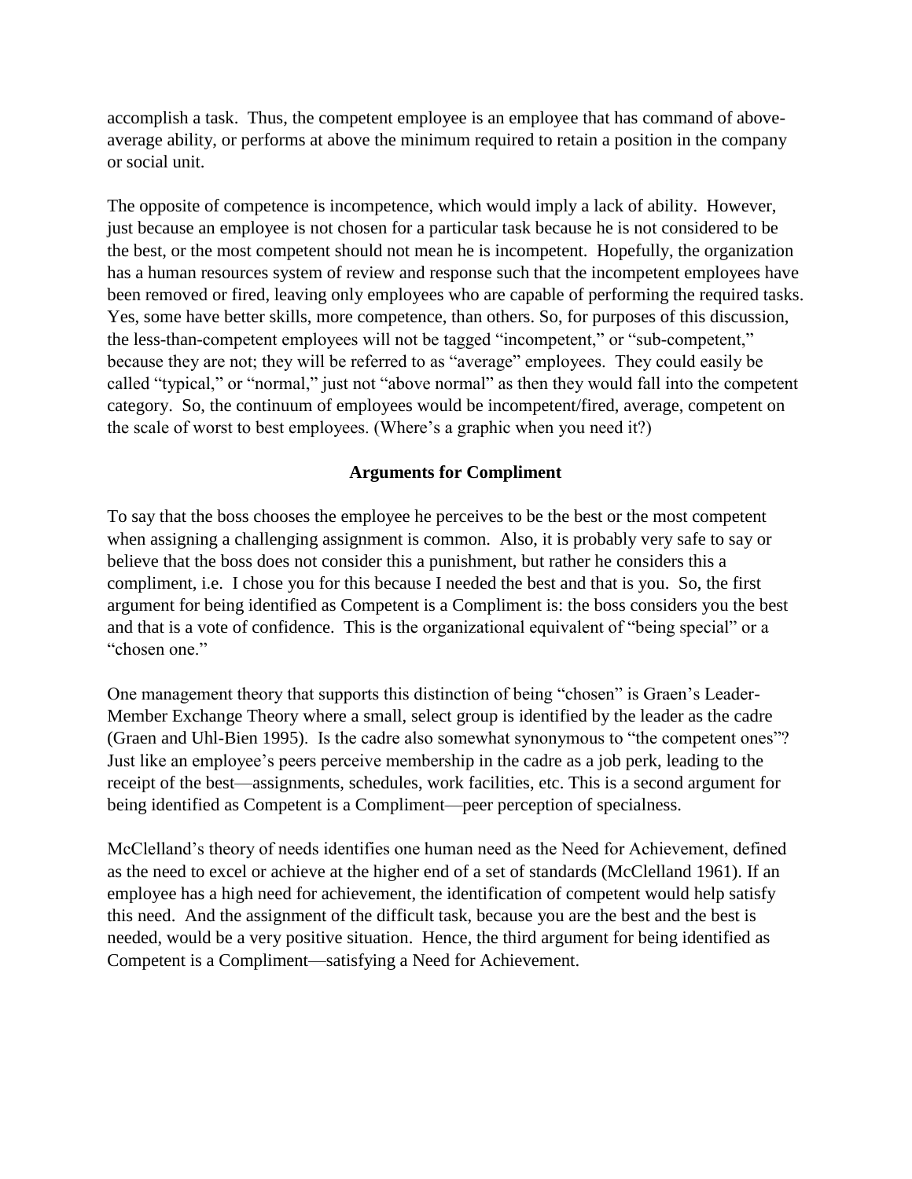accomplish a task. Thus, the competent employee is an employee that has command of above-average ability, or performs at above the minimum required to retain a position in the company or social unit.

The opposite of competence is incompetence, which would imply a lack of ability. However, just because an employee is not chosen for a particular task because he is not considered to be the best, or the most competent should not mean he is incompetent. Hopefully, the organization has a human resources system of review and response such that the incompetent employees have been removed or fired, leaving only employees who are capable of performing the required tasks. Yes, some have better skills, more competence, than others. So, for purposes of this discussion, the less-than-competent employees will not be tagged "incompetent," or "sub-competent," because they are not; they will be referred to as "average" employees. They could easily be called "typical," or "normal," just not "above normal" as then they would fall into the competent category. So, the continuum of employees would be incompetent/fired, average, competent on the scale of worst to best employees. (Where's a graphic when you need it?)

## Arguments for Compliment

To say that the boss chooses the employee he perceives to be the best or the most competent when assigning a challenging assignment is common. Also, it is probably very safe to say or believe that the boss does not consider this a punishment, but rather he considers this a compliment, i.e. I chose you for this because I needed the best and that is you. So, the first argument for being identified as Competent is a Compliment is: the boss considers you the best and that is a vote of confidence. This is the organizational equivalent of "being special" or a "chosen one."

One management theory that supports this distinction of being "chosen" is Graen's Leader-Member Exchange Theory where a small, select group is identified by the leader as the cadre (Graen and Uhl-Bien 1995). Is the cadre also somewhat synonymous to "the competent ones"? Just like an employee's peers perceive membership in the cadre as a job perk, leading to the receipt of the best—assignments, schedules, work facilities, etc. This is a second argument for being identified as Competent is a Compliment—peer perception of specialness.

McClelland's theory of needs identifies one human need as the Need for Achievement, defined as the need to excel or achieve at the higher end of a set of standards (McClelland 1961). If an employee has a high need for achievement, the identification of competent would help satisfy this need. And the assignment of the difficult task, because you are the best and the best is needed, would be a very positive situation. Hence, the third argument for being identified as Competent is a Compliment—satisfying a Need for Achievement.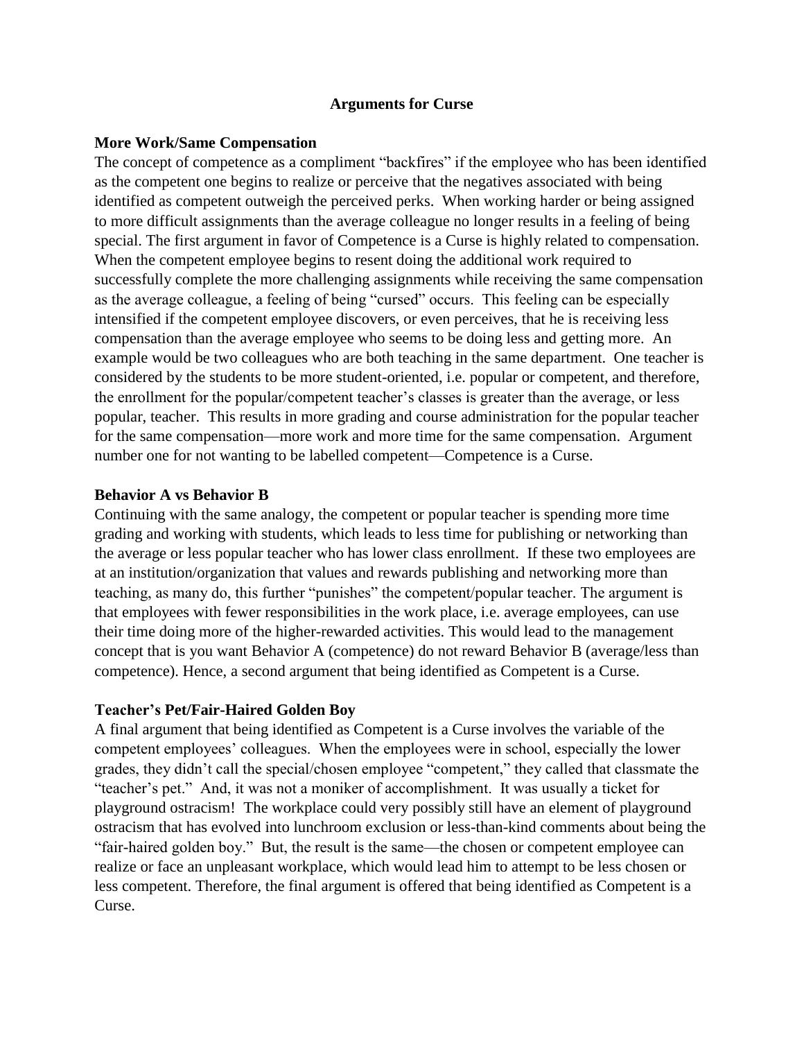## Arguments for Curse

### More Work/Same Compensation

The concept of competence as a compliment "backfires" if the employee who has been identified as the competent one begins to realize or perceive that the negatives associated with being identified as competent outweigh the perceived perks. When working harder or being assigned to more difficult assignments than the average colleague no longer results in a feeling of being special. The first argument in favor of Competence is a Curse is highly related to compensation. When the competent employee begins to resent doing the additional work required to successfully complete the more challenging assignments while receiving the same compensation as the average colleague, a feeling of being "cursed" occurs. This feeling can be especially intensified if the competent employee discovers, or even perceives, that he is receiving less compensation than the average employee who seems to be doing less and getting more. An example would be two colleagues who are both teaching in the same department. One teacher is considered by the students to be more student-oriented, i.e. popular or competent, and therefore, the enrollment for the popular/competent teacher's classes is greater than the average, or less popular, teacher. This results in more grading and course administration for the popular teacher for the same compensation—more work and more time for the same compensation. Argument number one for not wanting to be labelled competent—Competence is a Curse.

### Behavior A vs Behavior B

Continuing with the same analogy, the competent or popular teacher is spending more time grading and working with students, which leads to less time for publishing or networking than the average or less popular teacher who has lower class enrollment. If these two employees are at an institution/organization that values and rewards publishing and networking more than teaching, as many do, this further "punishes" the competent/popular teacher. The argument is that employees with fewer responsibilities in the work place, i.e. average employees, can use their time doing more of the higher-rewarded activities. This would lead to the management concept that is you want Behavior A (competence) do not reward Behavior B (average/less than competence). Hence, a second argument that being identified as Competent is a Curse.

### Teacher's Pet/Fair-Haired Golden Boy

A final argument that being identified as Competent is a Curse involves the variable of the competent employees' colleagues. When the employees were in school, especially the lower grades, they didn't call the special/chosen employee "competent," they called that classmate the "teacher's pet." And, it was not a moniker of accomplishment. It was usually a ticket for playground ostracism! The workplace could very possibly still have an element of playground ostracism that has evolved into lunchroom exclusion or less-than-kind comments about being the "fair-haired golden boy." But, the result is the same—the chosen or competent employee can realize or face an unpleasant workplace, which would lead him to attempt to be less chosen or less competent. Therefore, the final argument is offered that being identified as Competent is a Curse.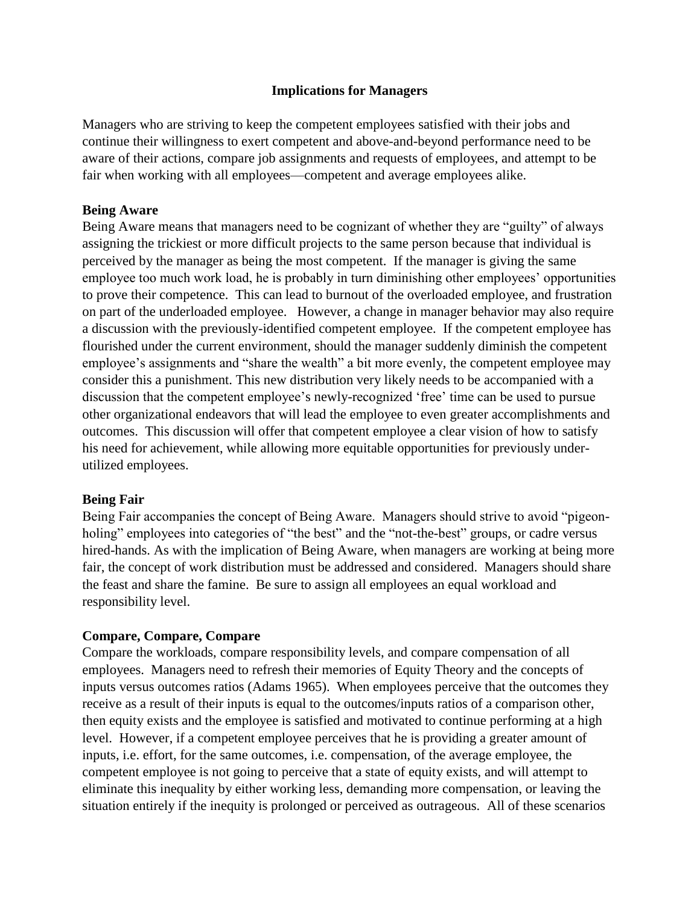## Implications for Managers

Managers who are striving to keep the competent employees satisfied with their jobs and continue their willingness to exert competent and above-and-beyond performance need to be aware of their actions, compare job assignments and requests of employees, and attempt to be fair when working with all employees—competent and average employees alike.

### Being Aware

Being Aware means that managers need to be cognizant of whether they are "guilty" of always assigning the trickiest or more difficult projects to the same person because that individual is perceived by the manager as being the most competent. If the manager is giving the same employee too much work load, he is probably in turn diminishing other employees' opportunities to prove their competence. This can lead to burnout of the overloaded employee, and frustration on part of the underloaded employee. However, a change in manager behavior may also require a discussion with the previously-identified competent employee. If the competent employee has flourished under the current environment, should the manager suddenly diminish the competent employee's assignments and "share the wealth" a bit more evenly, the competent employee may consider this a punishment. This new distribution very likely needs to be accompanied with a discussion that the competent employee's newly-recognized 'free' time can be used to pursue other organizational endeavors that will lead the employee to even greater accomplishments and outcomes. This discussion will offer that competent employee a clear vision of how to satisfy his need for achievement, while allowing more equitable opportunities for previously under-utilized employees.

### Being Fair

Being Fair accompanies the concept of Being Aware. Managers should strive to avoid "pigeon-holing" employees into categories of "the best" and the "not-the-best" groups, or cadre versus hired-hands. As with the implication of Being Aware, when managers are working at being more fair, the concept of work distribution must be addressed and considered. Managers should share the feast and share the famine. Be sure to assign all employees an equal workload and responsibility level.

### Compare, Compare, Compare

Compare the workloads, compare responsibility levels, and compare compensation of all employees. Managers need to refresh their memories of Equity Theory and the concepts of inputs versus outcomes ratios (Adams 1965). When employees perceive that the outcomes they receive as a result of their inputs is equal to the outcomes/inputs ratios of a comparison other, then equity exists and the employee is satisfied and motivated to continue performing at a high level. However, if a competent employee perceives that he is providing a greater amount of inputs, i.e. effort, for the same outcomes, i.e. compensation, of the average employee, the competent employee is not going to perceive that a state of equity exists, and will attempt to eliminate this inequality by either working less, demanding more compensation, or leaving the situation entirely if the inequity is prolonged or perceived as outrageous. All of these scenarios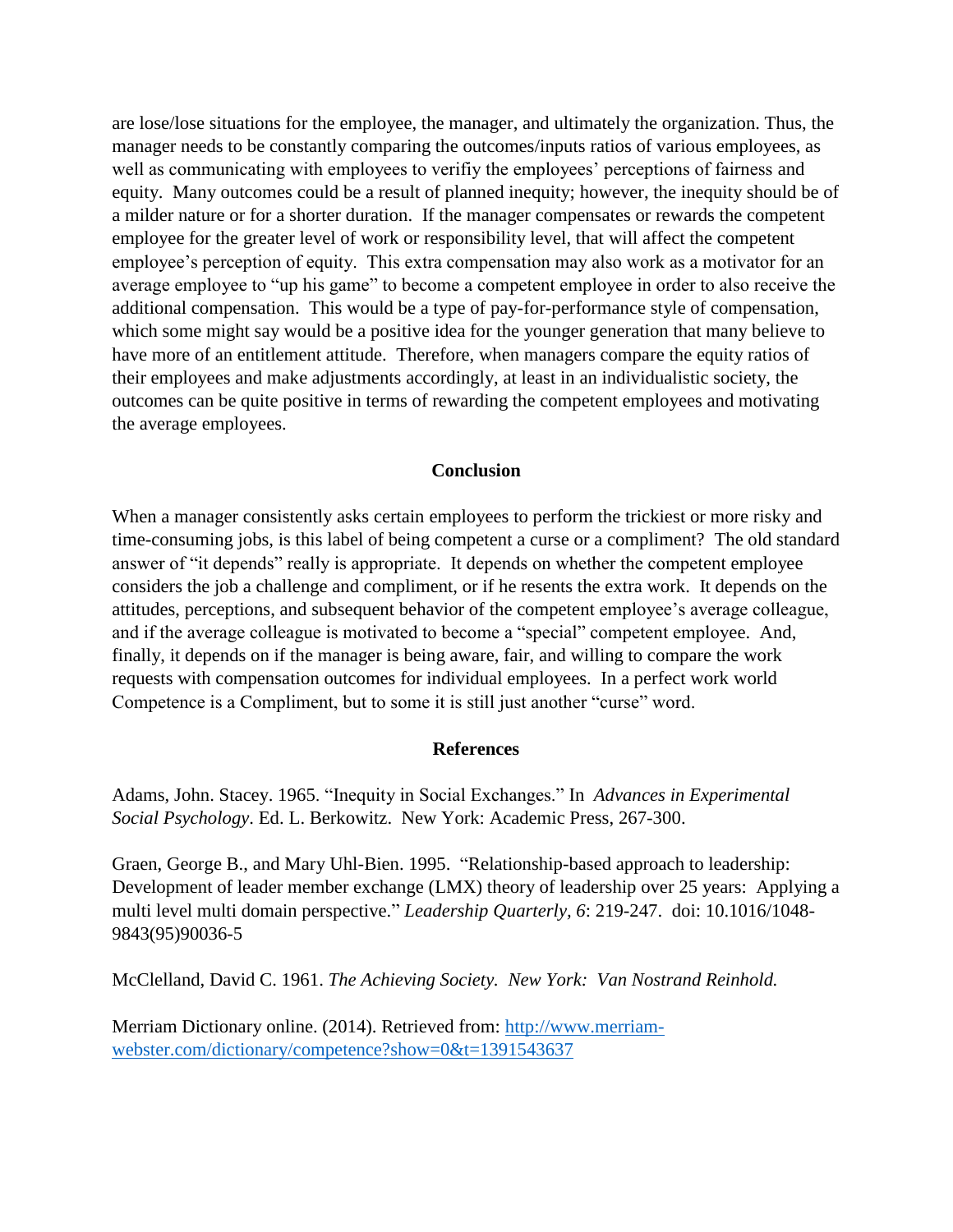are lose/lose situations for the employee, the manager, and ultimately the organization. Thus, the manager needs to be constantly comparing the outcomes/inputs ratios of various employees, as well as communicating with employees to verifiy the employees' perceptions of fairness and equity. Many outcomes could be a result of planned inequity; however, the inequity should be of a milder nature or for a shorter duration. If the manager compensates or rewards the competent employee for the greater level of work or responsibility level, that will affect the competent employee's perception of equity. This extra compensation may also work as a motivator for an average employee to "up his game" to become a competent employee in order to also receive the additional compensation. This would be a type of pay-for-performance style of compensation, which some might say would be a positive idea for the younger generation that many believe to have more of an entitlement attitude. Therefore, when managers compare the equity ratios of their employees and make adjustments accordingly, at least in an individualistic society, the outcomes can be quite positive in terms of rewarding the competent employees and motivating the average employees.

## Conclusion

When a manager consistently asks certain employees to perform the trickiest or more risky and time-consuming jobs, is this label of being competent a curse or a compliment? The old standard answer of "it depends" really is appropriate. It depends on whether the competent employee considers the job a challenge and compliment, or if he resents the extra work. It depends on the attitudes, perceptions, and subsequent behavior of the competent employee's average colleague, and if the average colleague is motivated to become a "special" competent employee. And, finally, it depends on if the manager is being aware, fair, and willing to compare the work requests with compensation outcomes for individual employees. In a perfect work world Competence is a Compliment, but to some it is still just another "curse" word.

## References

Adams, John. Stacey. 1965. "Inequity in Social Exchanges." In *Advances in Experimental Social Psychology*. Ed. L. Berkowitz. New York: Academic Press, 267-300.

Graen, George B., and Mary Uhl-Bien. 1995. "Relationship-based approach to leadership: Development of leader member exchange (LMX) theory of leadership over 25 years: Applying a multi level multi domain perspective." *Leadership Quarterly, 6*: 219-247. doi: 10.1016/1048-9843(95)90036-5

McClelland, David C. 1961. *The Achieving Society. New York: Van Nostrand Reinhold.*

Merriam Dictionary online. (2014). Retrieved from: [http://www.merriam-webster.com/dictionary/competence?show=0&t=1391543637](http://www.merriam-webster.com/dictionary/competence?show=0&t=1391543637)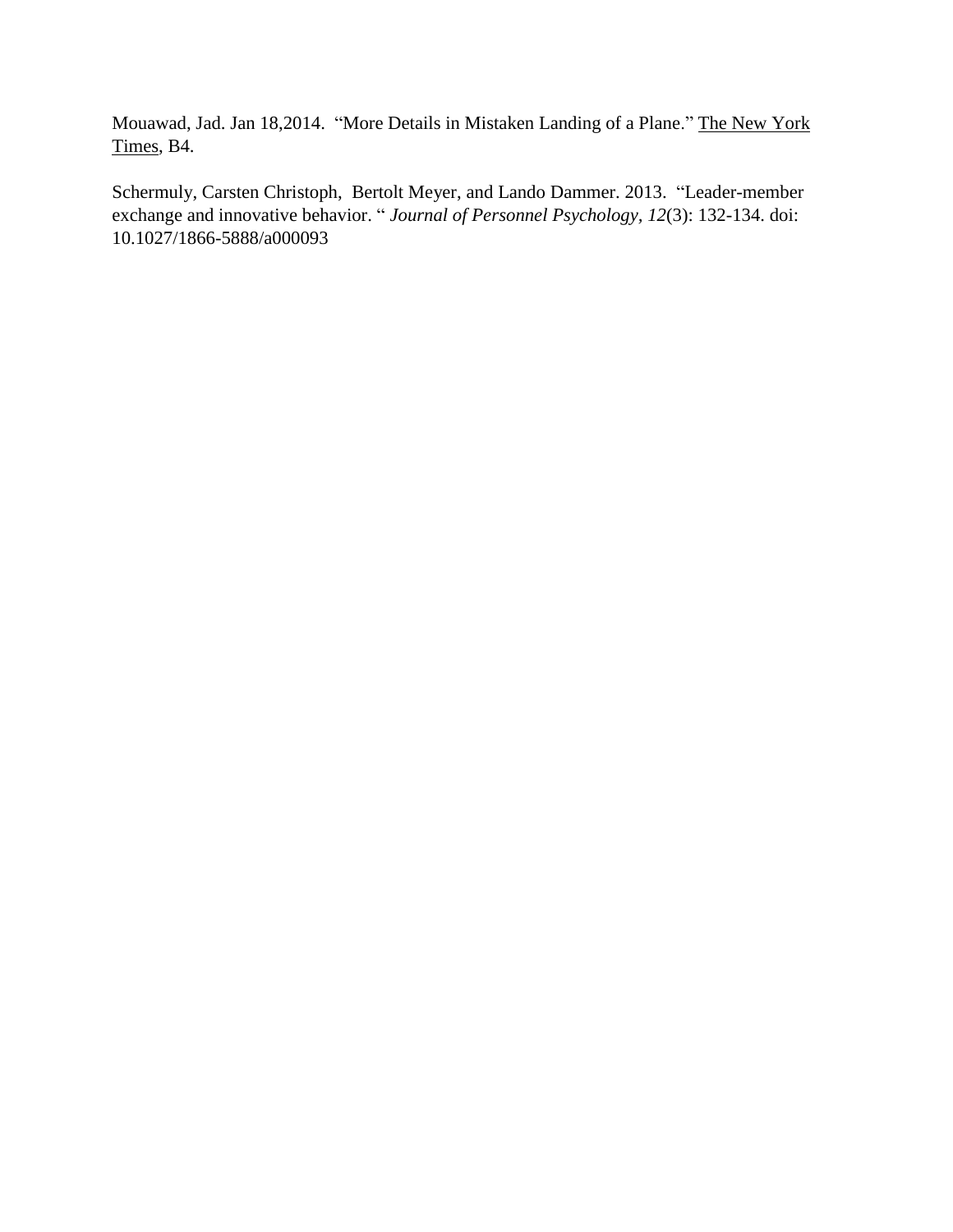Mouawad, Jad. Jan 18,2014. "More Details in Mistaken Landing of a Plane." The New York Times, B4.

Schermuly, Carsten Christoph, Bertolt Meyer, and Lando Dammer. 2013. "Leader-member exchange and innovative behavior. " *Journal of Personnel Psychology*, *12*(3): 132-134. doi: 10.1027/1866-5888/a000093